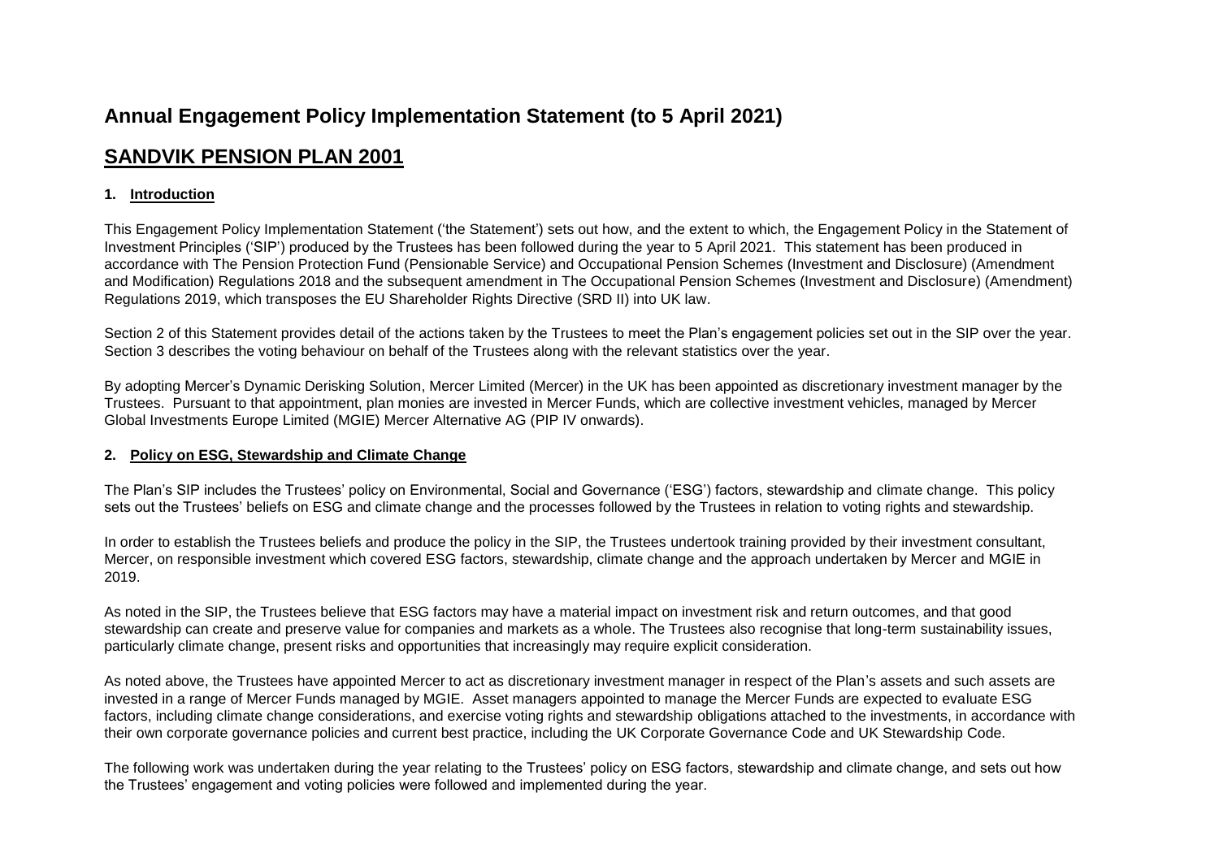# Annual Engagement Policy Implementation Statement (to 5 April 2021)

## SANDVIK PENSION PLAN 2001

### 1. Introduction

This Engagement Policy Implementation Statement ('the Statement') sets out how, and the extent to which, the Engagement Policy in the Statement of Investment Principles ('SIP') produced by the Trustees has been followed during the year to 5 April 2021. This statement has been produced in accordance with The Pension Protection Fund (Pensionable Service) and Occupational Pension Schemes (Investment and Disclosure) (Amendment and Modification) Regulations 2018 and the subsequent amendment in The Occupational Pension Schemes (Investment and Disclosure) (Amendment) Regulations 2019, which transposes the EU Shareholder Rights Directive (SRD II) into UK law.

Section 2 of this Statement provides detail of the actions taken by the Trustees to meet the Plan's engagement policies set out in the SIP over the year. Section 3 describes the voting behaviour on behalf of the Trustees along with the relevant statistics over the year.

By adopting Mercer's Dynamic Derisking Solution, Mercer Limited (Mercer) in the UK has been appointed as discretionary investment manager by the Trustees. Pursuant to that appointment, plan monies are invested in Mercer Funds, which are collective investment vehicles, managed by Mercer Global Investments Europe Limited (MGIE) Mercer Alternative AG (PIP IV onwards).

### 2. Policy on ESG, Stewardship and Climate Change

The Plan's SIP includes the Trustees' policy on Environmental, Social and Governance ('ESG') factors, stewardship and climate change. This policy sets out the Trustees' beliefs on ESG and climate change and the processes followed by the Trustees in relation to voting rights and stewardship.

In order to establish the Trustees beliefs and produce the policy in the SIP, the Trustees undertook training provided by their investment consultant, Mercer, on responsible investment which covered ESG factors, stewardship, climate change and the approach undertaken by Mercer and MGIE in 2019.

As noted in the SIP, the Trustees believe that ESG factors may have a material impact on investment risk and return outcomes, and that good stewardship can create and preserve value for companies and markets as a whole. The Trustees also recognise that long-term sustainability issues, particularly climate change, present risks and opportunities that increasingly may require explicit consideration.

As noted above, the Trustees have appointed Mercer to act as discretionary investment manager in respect of the Plan's assets and such assets are invested in a range of Mercer Funds managed by MGIE. Asset managers appointed to manage the Mercer Funds are expected to evaluate ESG factors, including climate change considerations, and exercise voting rights and stewardship obligations attached to the investments, in accordance with their own corporate governance policies and current best practice, including the UK Corporate Governance Code and UK Stewardship Code.

The following work was undertaken during the year relating to the Trustees' policy on ESG factors, stewardship and climate change, and sets out how the Trustees' engagement and voting policies were followed and implemented during the year.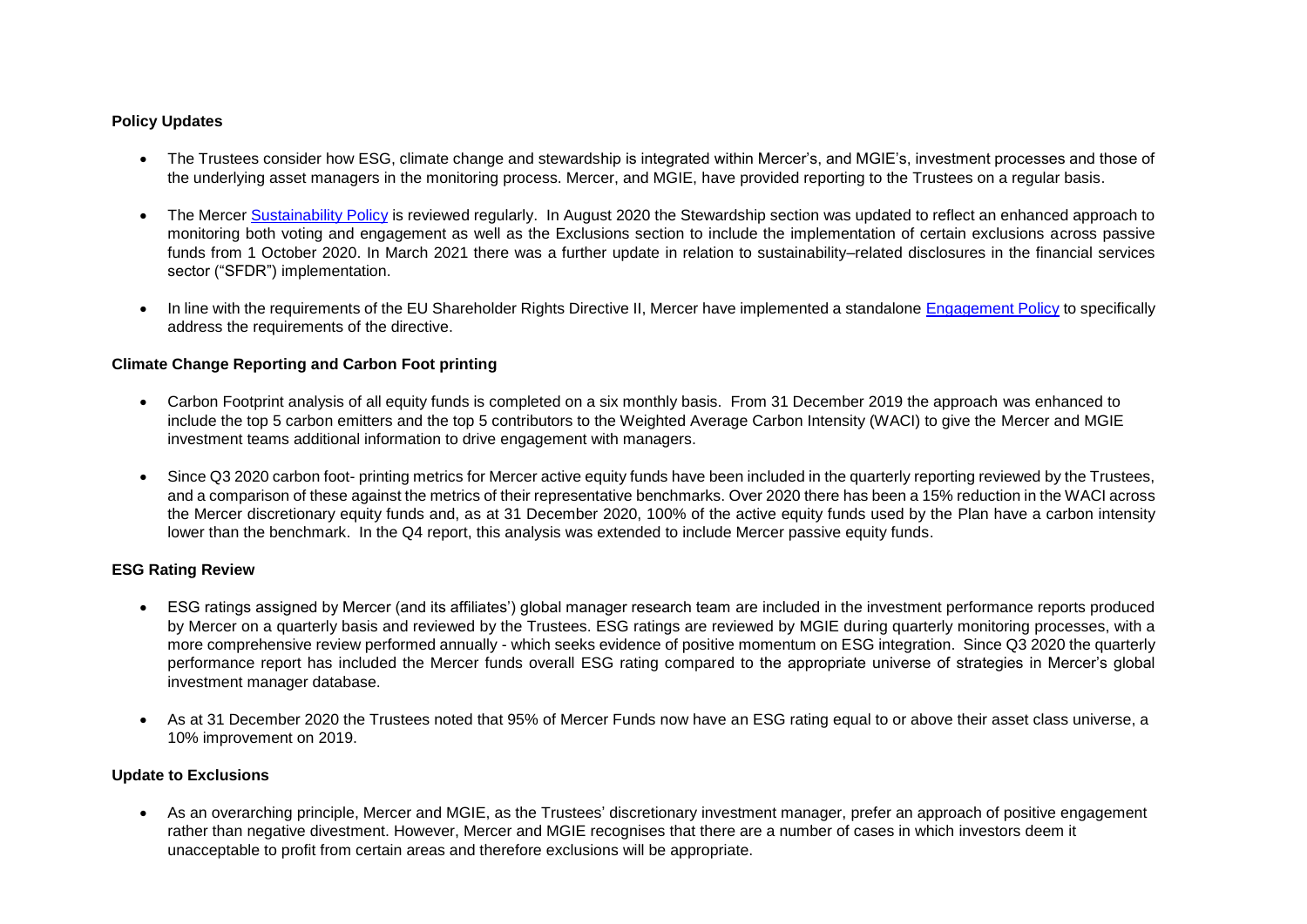**Policy Updates**

- The Trustees consider how ESG, climate change and stewardship is integrated within Mercer's, and MGIE's, investment processes and those of the underlying asset managers in the monitoring process. Mercer, and MGIE, have provided reporting to the Trustees on a regular basis.

- The Mercer Sustainability Policy is reviewed regularly. In August 2020 the Stewardship section was updated to reflect an enhanced approach to monitoring both voting and engagement as well as the Exclusions section to include the implementation of certain exclusions across passive funds from 1 October 2020. In March 2021 there was a further update in relation to sustainability–related disclosures in the financial services sector ("SFDR") implementation.

- In line with the requirements of the EU Shareholder Rights Directive II, Mercer have implemented a standalone Engagement Policy to specifically address the requirements of the directive.

**Climate Change Reporting and Carbon Foot printing**

- Carbon Footprint analysis of all equity funds is completed on a six monthly basis. From 31 December 2019 the approach was enhanced to include the top 5 carbon emitters and the top 5 contributors to the Weighted Average Carbon Intensity (WACI) to give the Mercer and MGIE investment teams additional information to drive engagement with managers.

- Since Q3 2020 carbon foot- printing metrics for Mercer active equity funds have been included in the quarterly reporting reviewed by the Trustees, and a comparison of these against the metrics of their representative benchmarks. Over 2020 there has been a 15% reduction in the WACI across the Mercer discretionary equity funds and, as at 31 December 2020, 100% of the active equity funds used by the Plan have a carbon intensity lower than the benchmark. In the Q4 report, this analysis was extended to include Mercer passive equity funds.

**ESG Rating Review**

- ESG ratings assigned by Mercer (and its affiliates') global manager research team are included in the investment performance reports produced by Mercer on a quarterly basis and reviewed by the Trustees. ESG ratings are reviewed by MGIE during quarterly monitoring processes, with a more comprehensive review performed annually - which seeks evidence of positive momentum on ESG integration. Since Q3 2020 the quarterly performance report has included the Mercer funds overall ESG rating compared to the appropriate universe of strategies in Mercer's global investment manager database.

- As at 31 December 2020 the Trustees noted that 95% of Mercer Funds now have an ESG rating equal to or above their asset class universe, a 10% improvement on 2019.

**Update to Exclusions**

- As an overarching principle, Mercer and MGIE, as the Trustees' discretionary investment manager, prefer an approach of positive engagement rather than negative divestment. However, Mercer and MGIE recognises that there are a number of cases in which investors deem it unacceptable to profit from certain areas and therefore exclusions will be appropriate.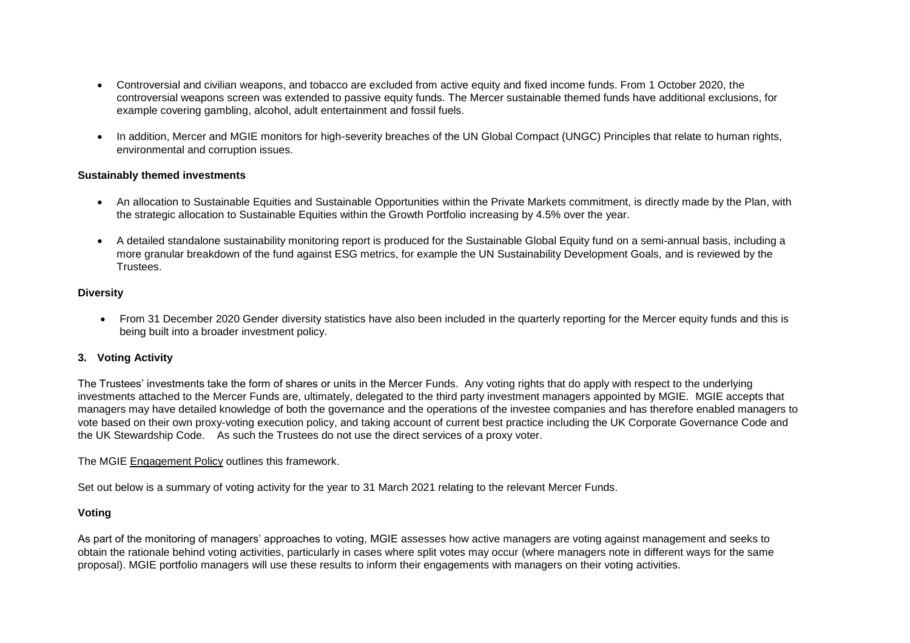- Controversial and civilian weapons, and tobacco are excluded from active equity and fixed income funds. From 1 October 2020, the controversial weapons screen was extended to passive equity funds. The Mercer sustainable themed funds have additional exclusions, for example covering gambling, alcohol, adult entertainment and fossil fuels.

- In addition, Mercer and MGIE monitors for high-severity breaches of the UN Global Compact (UNGC) Principles that relate to human rights, environmental and corruption issues.

**Sustainably themed investments**

- An allocation to Sustainable Equities and Sustainable Opportunities within the Private Markets commitment, is directly made by the Plan, with the strategic allocation to Sustainable Equities within the Growth Portfolio increasing by 4.5% over the year.

- A detailed standalone sustainability monitoring report is produced for the Sustainable Global Equity fund on a semi-annual basis, including a more granular breakdown of the fund against ESG metrics, for example the UN Sustainability Development Goals, and is reviewed by the Trustees.

**Diversity**

- From 31 December 2020 Gender diversity statistics have also been included in the quarterly reporting for the Mercer equity funds and this is being built into a broader investment policy.

### 3. Voting Activity

The Trustees' investments take the form of shares or units in the Mercer Funds. Any voting rights that do apply with respect to the underlying investments attached to the Mercer Funds are, ultimately, delegated to the third party investment managers appointed by MGIE. MGIE accepts that managers may have detailed knowledge of both the governance and the operations of the investee companies and has therefore enabled managers to vote based on their own proxy-voting execution policy, and taking account of current best practice including the UK Corporate Governance Code and the UK Stewardship Code. As such the Trustees do not use the direct services of a proxy voter.

The MGIE Engagement Policy outlines this framework.

Set out below is a summary of voting activity for the year to 31 March 2021 relating to the relevant Mercer Funds.

**Voting**

As part of the monitoring of managers' approaches to voting, MGIE assesses how active managers are voting against management and seeks to obtain the rationale behind voting activities, particularly in cases where split votes may occur (where managers note in different ways for the same proposal). MGIE portfolio managers will use these results to inform their engagements with managers on their voting activities.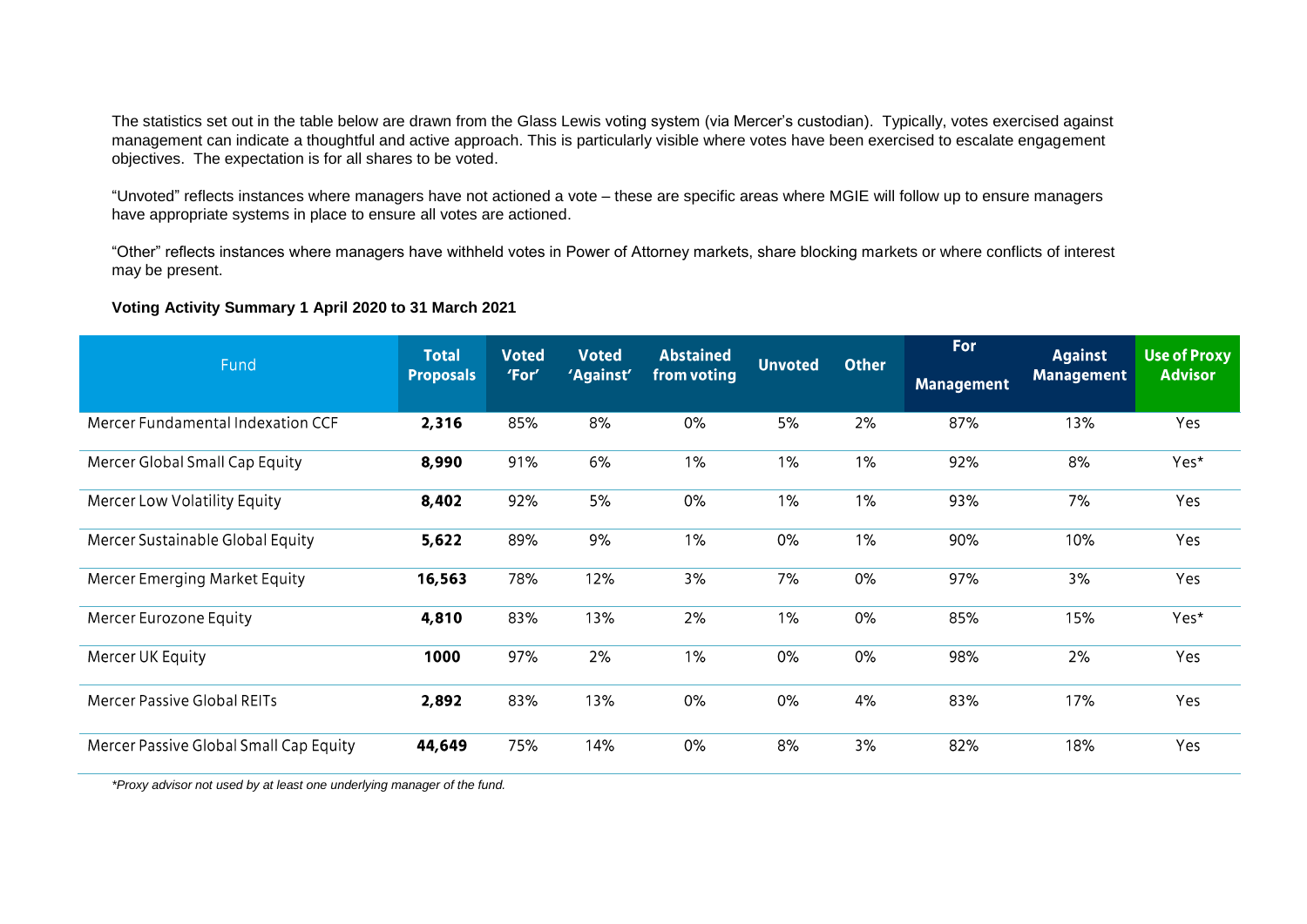The statistics set out in the table below are drawn from the Glass Lewis voting system (via Mercer's custodian). Typically, votes exercised against management can indicate a thoughtful and active approach. This is particularly visible where votes have been exercised to escalate engagement objectives. The expectation is for all shares to be voted.

"Unvoted" reflects instances where managers have not actioned a vote – these are specific areas where MGIE will follow up to ensure managers have appropriate systems in place to ensure all votes are actioned.

"Other" reflects instances where managers have withheld votes in Power of Attorney markets, share blocking markets or where conflicts of interest may be present.

**Voting Activity Summary 1 April 2020 to 31 March 2021**

| Fund | Total Proposals | Voted 'For' | Voted 'Against' | Abstained from voting | Unvoted | Other | For Management | Against Management | Use of Proxy Advisor |
|---|---|---|---|---|---|---|---|---|---|
| Mercer Fundamental Indexation CCF | **2,316** | 85% | 8% | 0% | 5% | 2% | 87% | 13% | Yes |
| Mercer Global Small Cap Equity | **8,990** | 91% | 6% | 1% | 1% | 1% | 92% | 8% | Yes* |
| Mercer Low Volatility Equity | **8,402** | 92% | 5% | 0% | 1% | 1% | 93% | 7% | Yes |
| Mercer Sustainable Global Equity | **5,622** | 89% | 9% | 1% | 0% | 1% | 90% | 10% | Yes |
| Mercer Emerging Market Equity | **16,563** | 78% | 12% | 3% | 7% | 0% | 97% | 3% | Yes |
| Mercer Eurozone Equity | **4,810** | 83% | 13% | 2% | 1% | 0% | 85% | 15% | Yes* |
| Mercer UK Equity | **1000** | 97% | 2% | 1% | 0% | 0% | 98% | 2% | Yes |
| Mercer Passive Global REITs | **2,892** | 83% | 13% | 0% | 0% | 4% | 83% | 17% | Yes |
| Mercer Passive Global Small Cap Equity | **44,649** | 75% | 14% | 0% | 8% | 3% | 82% | 18% | Yes |

*\*Proxy advisor not used by at least one underlying manager of the fund.*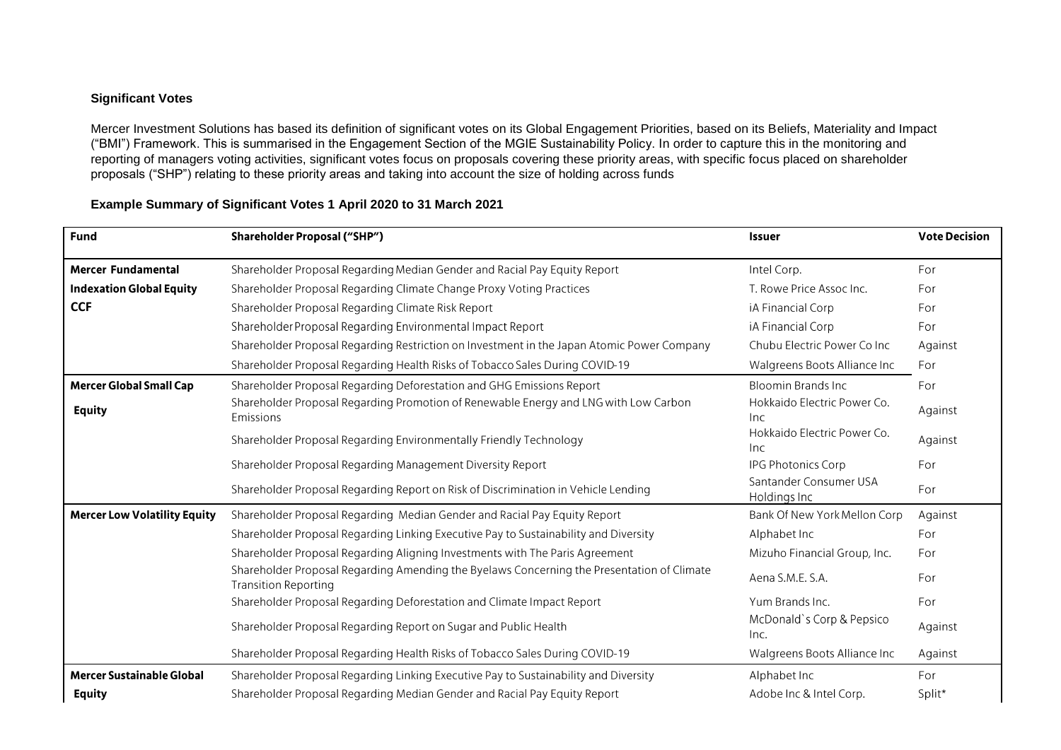### Significant Votes

Mercer Investment Solutions has based its definition of significant votes on its Global Engagement Priorities, based on its Beliefs, Materiality and Impact ("BMI") Framework. This is summarised in the Engagement Section of the MGIE Sustainability Policy. In order to capture this in the monitoring and reporting of managers voting activities, significant votes focus on proposals covering these priority areas, with specific focus placed on shareholder proposals ("SHP") relating to these priority areas and taking into account the size of holding across funds

### Example Summary of Significant Votes 1 April 2020 to 31 March 2021

| Fund | Shareholder Proposal ("SHP") | Issuer | Vote Decision |
|---|---|---|---|
| **Mercer Fundamental Indexation Global Equity CCF** | Shareholder Proposal Regarding Median Gender and Racial Pay Equity Report | Intel Corp. | For |
| | Shareholder Proposal Regarding Climate Change Proxy Voting Practices | T. Rowe Price Assoc Inc. | For |
| | Shareholder Proposal Regarding Climate Risk Report | iA Financial Corp | For |
| | Shareholder Proposal Regarding Environmental Impact Report | iA Financial Corp | For |
| | Shareholder Proposal Regarding Restriction on Investment in the Japan Atomic Power Company | Chubu Electric Power Co Inc | Against |
| | Shareholder Proposal Regarding Health Risks of Tobacco Sales During COVID-19 | Walgreens Boots Alliance Inc | For |
| **Mercer Global Small Cap Equity** | Shareholder Proposal Regarding Deforestation and GHG Emissions Report | Bloomin Brands Inc | For |
| | Shareholder Proposal Regarding Promotion of Renewable Energy and LNG with Low Carbon Emissions | Hokkaido Electric Power Co. Inc | Against |
| | Shareholder Proposal Regarding Environmentally Friendly Technology | Hokkaido Electric Power Co. Inc | Against |
| | Shareholder Proposal Regarding Management Diversity Report | IPG Photonics Corp | For |
| | Shareholder Proposal Regarding Report on Risk of Discrimination in Vehicle Lending | Santander Consumer USA Holdings Inc | For |
| **Mercer Low Volatility Equity** | Shareholder Proposal Regarding Median Gender and Racial Pay Equity Report | Bank Of New York Mellon Corp | Against |
| | Shareholder Proposal Regarding Linking Executive Pay to Sustainability and Diversity | Alphabet Inc | For |
| | Shareholder Proposal Regarding Aligning Investments with The Paris Agreement | Mizuho Financial Group, Inc. | For |
| | Shareholder Proposal Regarding Amending the Byelaws Concerning the Presentation of Climate Transition Reporting | Aena S.M.E. S.A. | For |
| | Shareholder Proposal Regarding Deforestation and Climate Impact Report | Yum Brands Inc. | For |
| | Shareholder Proposal Regarding Report on Sugar and Public Health | McDonald`s Corp & Pepsico Inc. | Against |
| | Shareholder Proposal Regarding Health Risks of Tobacco Sales During COVID-19 | Walgreens Boots Alliance Inc | Against |
| **Mercer Sustainable Global Equity** | Shareholder Proposal Regarding Linking Executive Pay to Sustainability and Diversity | Alphabet Inc | For |
| | Shareholder Proposal Regarding Median Gender and Racial Pay Equity Report | Adobe Inc & Intel Corp. | Split* |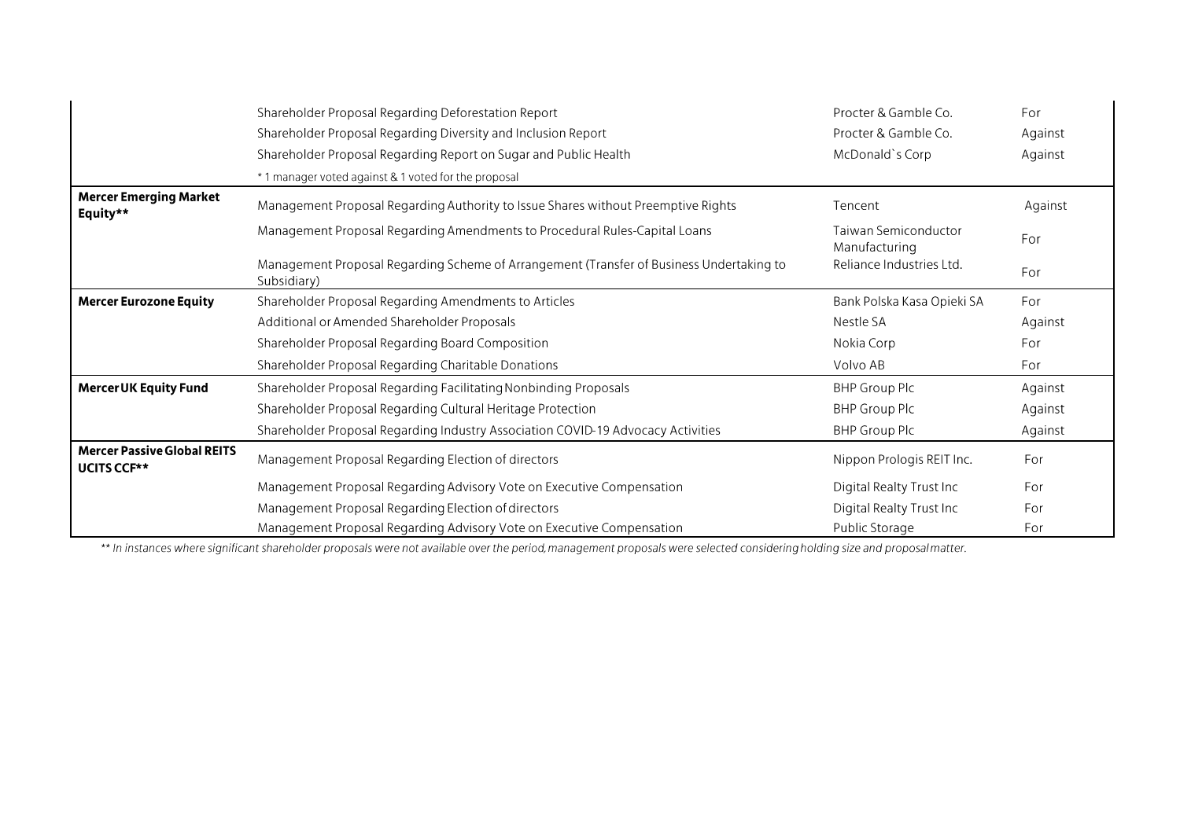| | | | |
|---|---|---|---|
| | Shareholder Proposal Regarding Deforestation Report | Procter & Gamble Co. | For |
| | Shareholder Proposal Regarding Diversity and Inclusion Report | Procter & Gamble Co. | Against |
| | Shareholder Proposal Regarding Report on Sugar and Public Health | McDonald`s Corp | Against |
| | * 1 manager voted against & 1 voted for the proposal | | |
| **Mercer Emerging Market Equity**** | Management Proposal Regarding Authority to Issue Shares without Preemptive Rights | Tencent | Against |
| | Management Proposal Regarding Amendments to Procedural Rules-Capital Loans | Taiwan Semiconductor Manufacturing | For |
| | Management Proposal Regarding Scheme of Arrangement (Transfer of Business Undertaking to Subsidiary) | Reliance Industries Ltd. | For |
| **Mercer Eurozone Equity** | Shareholder Proposal Regarding Amendments to Articles | Bank Polska Kasa Opieki SA | For |
| | Additional or Amended Shareholder Proposals | Nestle SA | Against |
| | Shareholder Proposal Regarding Board Composition | Nokia Corp | For |
| | Shareholder Proposal Regarding Charitable Donations | Volvo AB | For |
| **Mercer UK Equity Fund** | Shareholder Proposal Regarding Facilitating Nonbinding Proposals | BHP Group Plc | Against |
| | Shareholder Proposal Regarding Cultural Heritage Protection | BHP Group Plc | Against |
| | Shareholder Proposal Regarding Industry Association COVID-19 Advocacy Activities | BHP Group Plc | Against |
| **Mercer Passive Global REITS UCITS CCF**** | Management Proposal Regarding Election of directors | Nippon Prologis REIT Inc. | For |
| | Management Proposal Regarding Advisory Vote on Executive Compensation | Digital Realty Trust Inc | For |
| | Management Proposal Regarding Election of directors | Digital Realty Trust Inc | For |
| | Management Proposal Regarding Advisory Vote on Executive Compensation | Public Storage | For |

*** In instances where significant shareholder proposals were not available over the period, management proposals were selected considering holding size and proposal matter.*